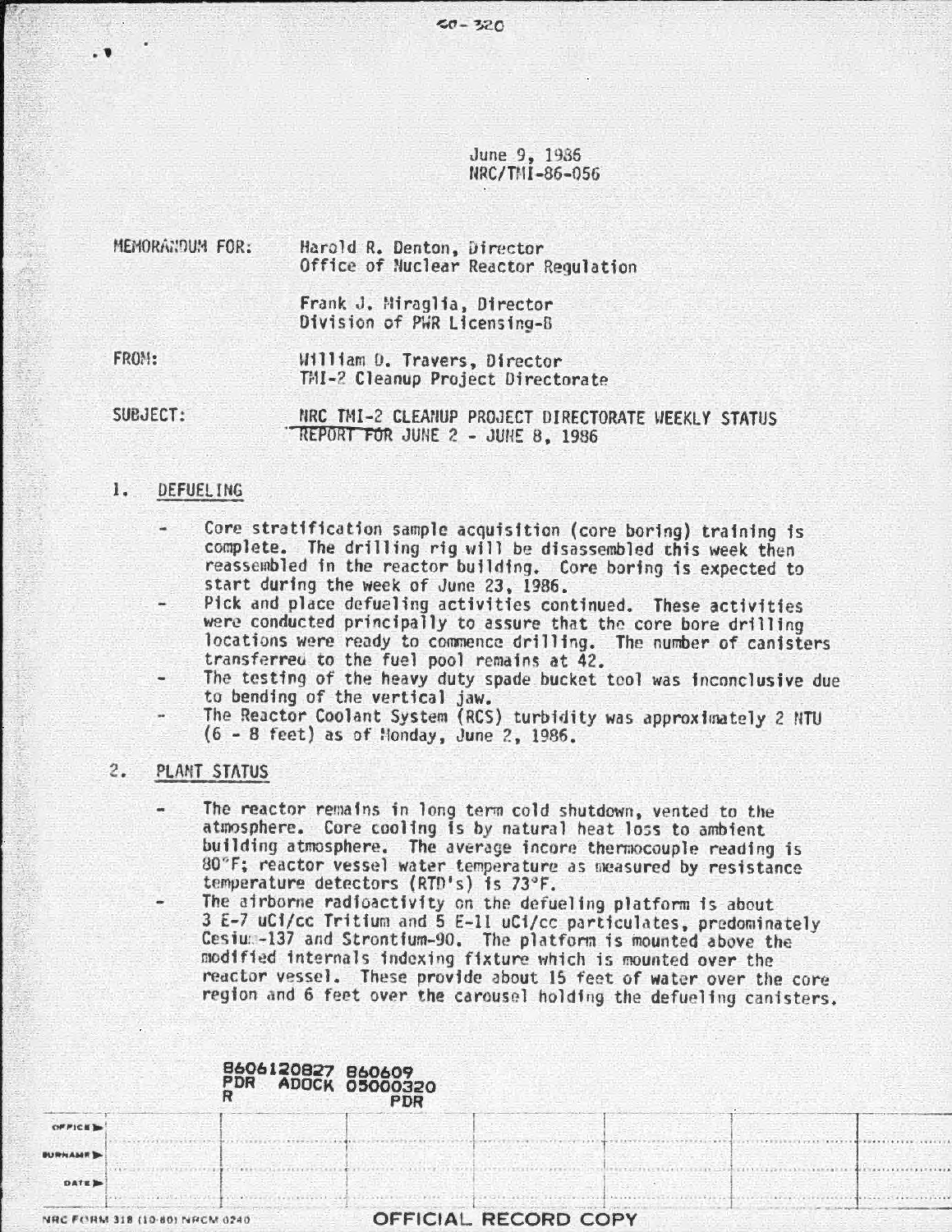50-320

June 9, 1986
NRC/TMI-86-056

MEMORANDUM FOR: Harold R. Denton, Director
Office of Nuclear Reactor Regulation

Frank J. Miraglia, Director
Division of PWR Licensing-B

FROM: William D. Travers, Director
TMI-2 Cleanup Project Directorate

SUBJECT: NRC TMI-2 CLEANUP PROJECT DIRECTORATE WEEKLY STATUS REPORT FOR JUNE 2 - JUNE 8, 1986

## 1. DEFUELING

- Core stratification sample acquisition (core boring) training is complete. The drilling rig will be disassembled this week then reassembled in the reactor building. Core boring is expected to start during the week of June 23, 1986.
- Pick and place defueling activities continued. These activities were conducted principally to assure that the core bore drilling locations were ready to commence drilling. The number of canisters transferred to the fuel pool remains at 42.
- The testing of the heavy duty spade bucket tool was inconclusive due to bending of the vertical jaw.
- The Reactor Coolant System (RCS) turbidity was approximately 2 NTU (6 - 8 feet) as of Monday, June 2, 1986.

## 2. PLANT STATUS

- The reactor remains in long term cold shutdown, vented to the atmosphere. Core cooling is by natural heat loss to ambient building atmosphere. The average incore thermocouple reading is 80°F; reactor vessel water temperature as measured by resistance temperature detectors (RTD's) is 73°F.
- The airborne radioactivity on the defueling platform is about 3 E-7 uCi/cc Tritium and 5 E-11 uCi/cc particulates, predominately Cesium-137 and Strontium-90. The platform is mounted above the modified internals indexing fixture which is mounted over the reactor vessel. These provide about 15 feet of water over the core region and 6 feet over the carousel holding the defueling canisters.

8606120827 860609
PDR ADOCK 05000320
R PDR

OFFICIAL RECORD COPY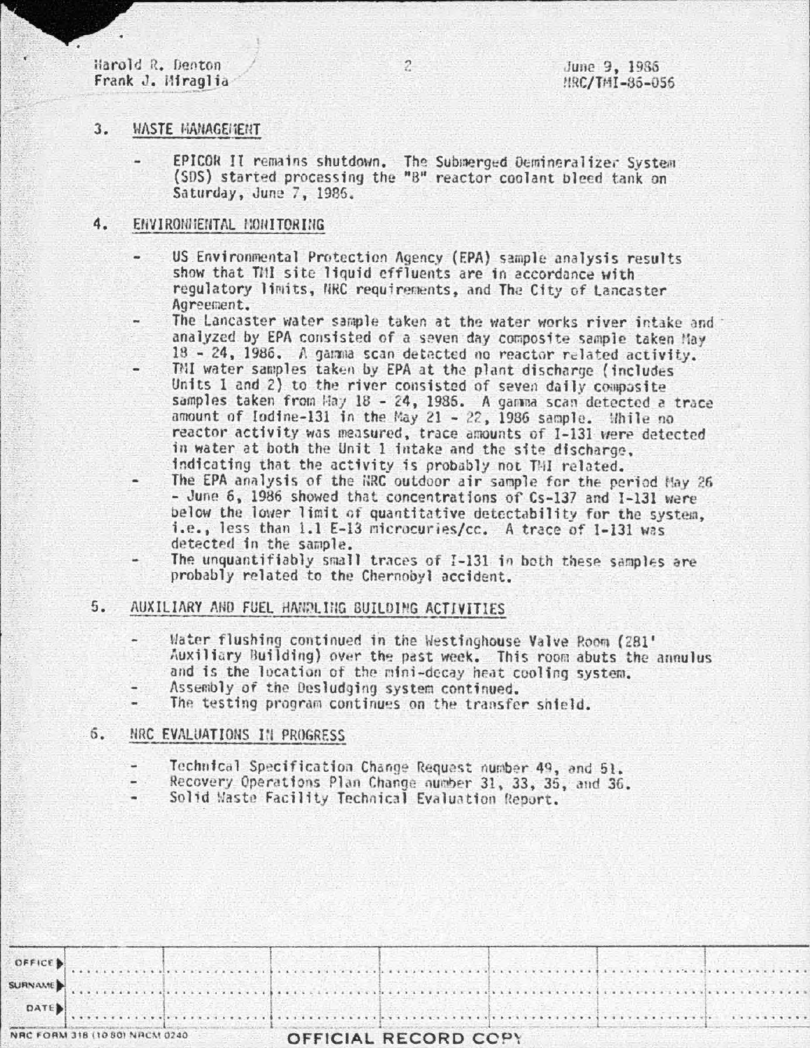Harold R. Denton
Frank J. Miraglia

June 9, 1986
NRC/TMI-86-056

## 3. WASTE MANAGEMENT

- EPICOR II remains shutdown. The Submerged Demineralizer System (SDS) started processing the "B" reactor coolant bleed tank on Saturday, June 7, 1986.

## 4. ENVIRONMENTAL MONITORING

- US Environmental Protection Agency (EPA) sample analysis results show that TMI site liquid effluents are in accordance with regulatory limits, NRC requirements, and The City of Lancaster Agreement.
- The Lancaster water sample taken at the water works river intake and analyzed by EPA consisted of a seven day composite sample taken May 18 - 24, 1986. A gamma scan detected no reactor related activity.
- TMI water samples taken by EPA at the plant discharge (includes Units 1 and 2) to the river consisted of seven daily composite samples taken from May 18 - 24, 1986. A gamma scan detected a trace amount of Iodine-131 in the May 21 - 22, 1986 sample. While no reactor activity was measured, trace amounts of I-131 were detected in water at both the Unit 1 intake and the site discharge, indicating that the activity is probably not TMI related.
- The EPA analysis of the NRC outdoor air sample for the period May 26 - June 6, 1986 showed that concentrations of Cs-137 and I-131 were below the lower limit of quantitative detectability for the system, i.e., less than 1.1 E-13 microcuries/cc. A trace of I-131 was detected in the sample.
- The unquantifiably small traces of I-131 in both these samples are probably related to the Chernobyl accident.

## 5. AUXILIARY AND FUEL HANDLING BUILDING ACTIVITIES

- Water flushing continued in the Westinghouse Valve Room (281' Auxiliary Building) over the past week. This room abuts the annulus and is the location of the mini-decay heat cooling system.
- Assembly of the Desludging system continued.
- The testing program continues on the transfer shield.

## 6. NRC EVALUATIONS IN PROGRESS

- Technical Specification Change Request number 49, and 51.
- Recovery Operations Plan Change number 31, 33, 35, and 36.
- Solid Waste Facility Technical Evaluation Report.

| OFFICE ▶ | | | | | | | |
|---|---|---|---|---|---|---|---|
| SURNAME ▶ | | | | | | | |
| DATE ▶ | | | | | | | |

NRC FORM 318 (10 80) NRCM 0240

OFFICIAL RECORD COPY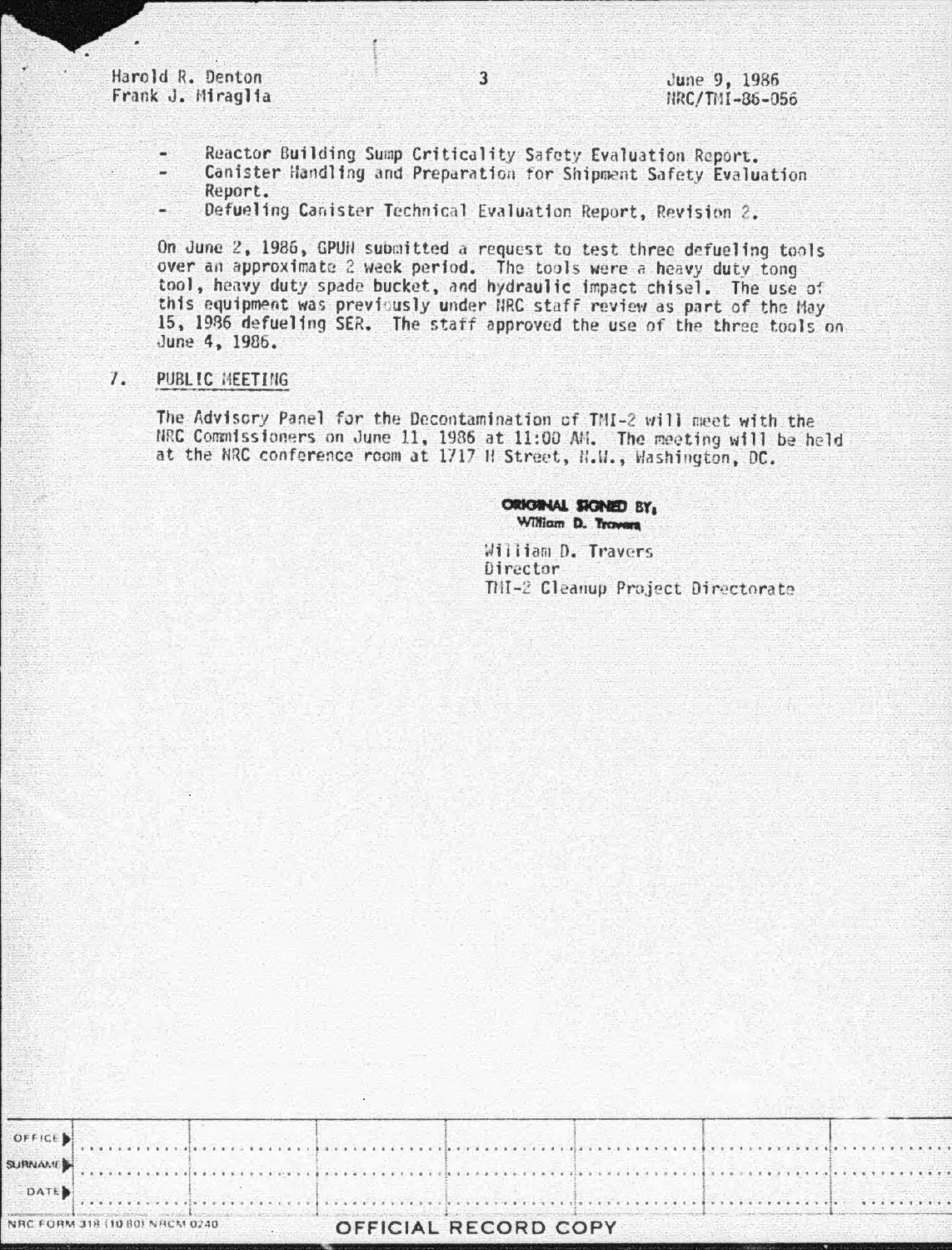- Reactor Building Sump Criticality Safety Evaluation Report.
- Canister Handling and Preparation for Shipment Safety Evaluation Report.
- Defueling Canister Technical Evaluation Report, Revision 2.

On June 2, 1986, GPUN submitted a request to test three defueling tools over an approximate 2 week period. The tools were a heavy duty tong tool, heavy duty spade bucket, and hydraulic impact chisel. The use of this equipment was previously under NRC staff review as part of the May 15, 1986 defueling SER. The staff approved the use of the three tools on June 4, 1986.

7. PUBLIC MEETING

The Advisory Panel for the Decontamination of TMI-2 will meet with the NRC Commissioners on June 11, 1986 at 11:00 AM. The meeting will be held at the NRC conference room at 1717 H Street, N.W., Washington, DC.

ORIGINAL SIGNED BY,
William D. Travers

William D. Travers
Director
TMI-2 Cleanup Project Directorate

| OFFICE ▶ | | | | | | | |
|---|---|---|---|---|---|---|---|
| SURNAME ▶ | | | | | | | |
| DATE ▶ | | | | | | | |

NRC FORM 318 (10 80) NRCM 0240

OFFICIAL RECORD COPY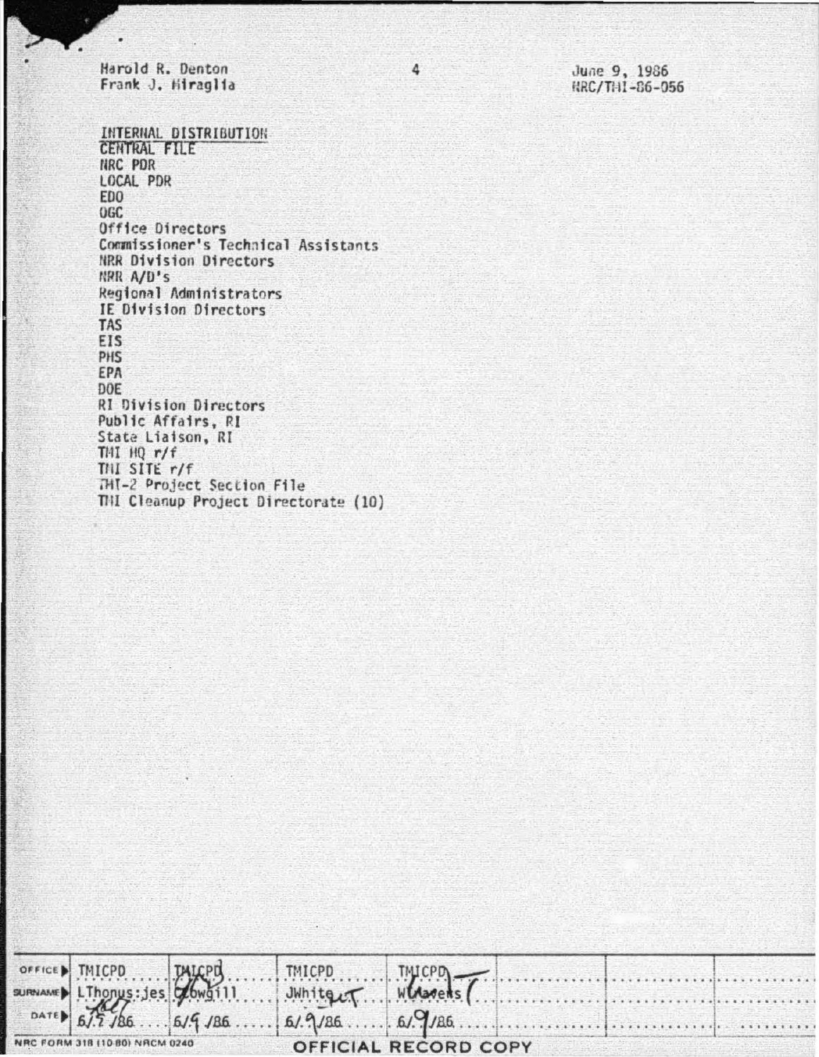Harold R. Denton
Frank J. Miraglia

June 9, 1986
NRC/TMI-86-056

INTERNAL DISTRIBUTION
CENTRAL FILE
NRC PDR
LOCAL PDR
EDO
OGC
Office Directors
Commissioner's Technical Assistants
NRR Division Directors
NRR A/D's
Regional Administrators
IE Division Directors
TAS
EIS
PHS
EPA
DOE
RI Division Directors
Public Affairs, RI
State Liaison, RI
TMI HQ r/f
TMI SITE r/f
TMI-2 Project Section File
TMI Cleanup Project Directorate (10)

| OFFICE | TMICPD | TMICPD | TMICPD | TMICPD | | | |
|---|---|---|---|---|---|---|---|
| SURNAME | LThonus:jes | Cowgill | JWhite | WTravers | | | |
| DATE | 6/7/86 | 6/9/86 | 6/9/86 | 6/9/86 | | | |

NRC FORM 318 (10-80) NRCM 0240

OFFICIAL RECORD COPY